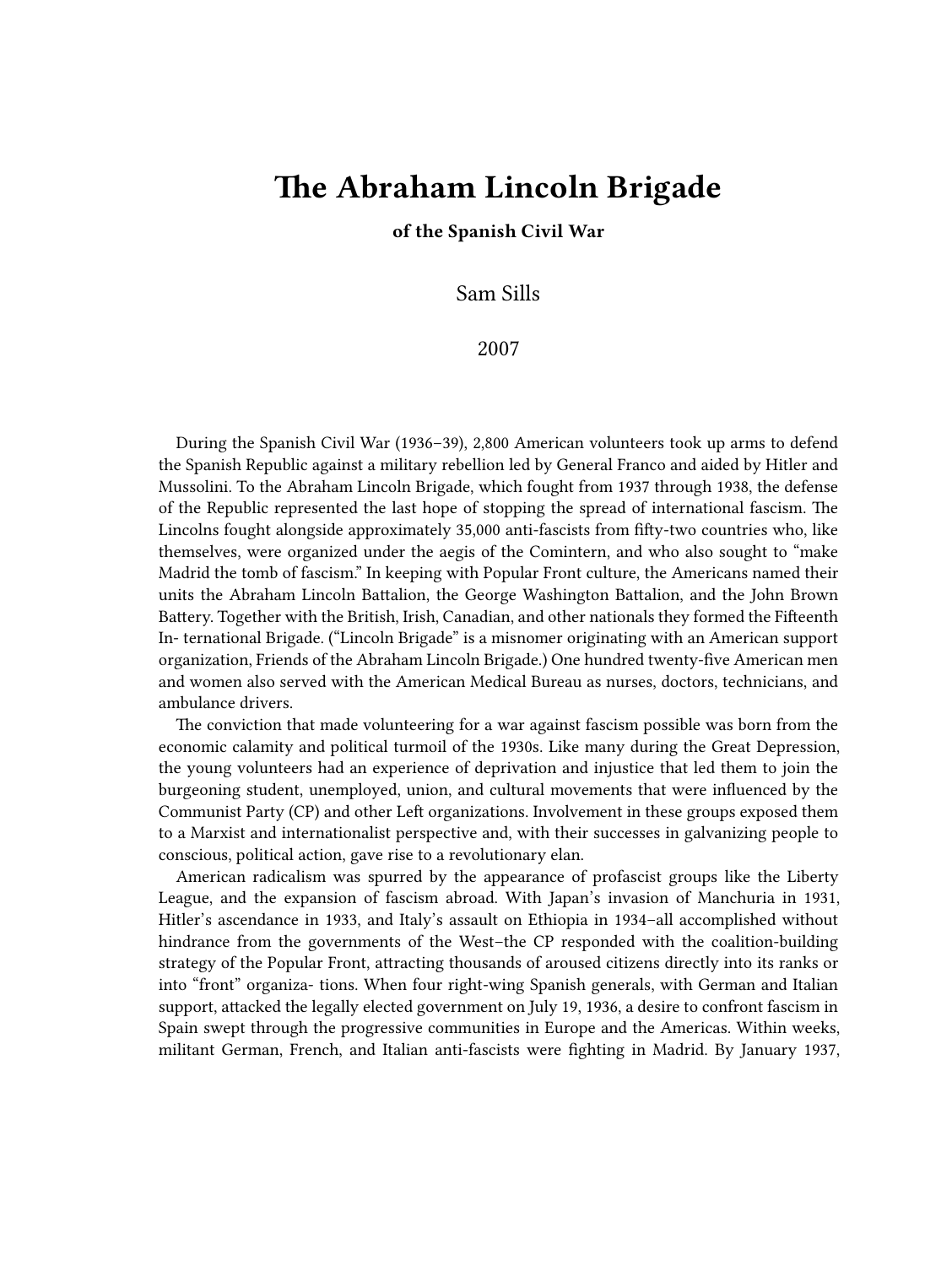# The Abraham Lincoln Brigade

**of the Spanish Civil War**

Sam Sills

2007

During the Spanish Civil War (1936–39), 2,800 American volunteers took up arms to defend the Spanish Republic against a military rebellion led by General Franco and aided by Hitler and Mussolini. To the Abraham Lincoln Brigade, which fought from 1937 through 1938, the defense of the Republic represented the last hope of stopping the spread of international fascism. The Lincolns fought alongside approximately 35,000 anti-fascists from fifty-two countries who, like themselves, were organized under the aegis of the Comintern, and who also sought to "make Madrid the tomb of fascism." In keeping with Popular Front culture, the Americans named their units the Abraham Lincoln Battalion, the George Washington Battalion, and the John Brown Battery. Together with the British, Irish, Canadian, and other nationals they formed the Fifteenth International Brigade. ("Lincoln Brigade" is a misnomer originating with an American support organization, Friends of the Abraham Lincoln Brigade.) One hundred twenty-five American men and women also served with the American Medical Bureau as nurses, doctors, technicians, and ambulance drivers.

The conviction that made volunteering for a war against fascism possible was born from the economic calamity and political turmoil of the 1930s. Like many during the Great Depression, the young volunteers had an experience of deprivation and injustice that led them to join the burgeoning student, unemployed, union, and cultural movements that were influenced by the Communist Party (CP) and other Left organizations. Involvement in these groups exposed them to a Marxist and internationalist perspective and, with their successes in galvanizing people to conscious, political action, gave rise to a revolutionary elan.

American radicalism was spurred by the appearance of profascist groups like the Liberty League, and the expansion of fascism abroad. With Japan's invasion of Manchuria in 1931, Hitler's ascendance in 1933, and Italy's assault on Ethiopia in 1934–all accomplished without hindrance from the governments of the West–the CP responded with the coalition-building strategy of the Popular Front, attracting thousands of aroused citizens directly into its ranks or into "front" organizations. When four right-wing Spanish generals, with German and Italian support, attacked the legally elected government on July 19, 1936, a desire to confront fascism in Spain swept through the progressive communities in Europe and the Americas. Within weeks, militant German, French, and Italian anti-fascists were fighting in Madrid. By January 1937,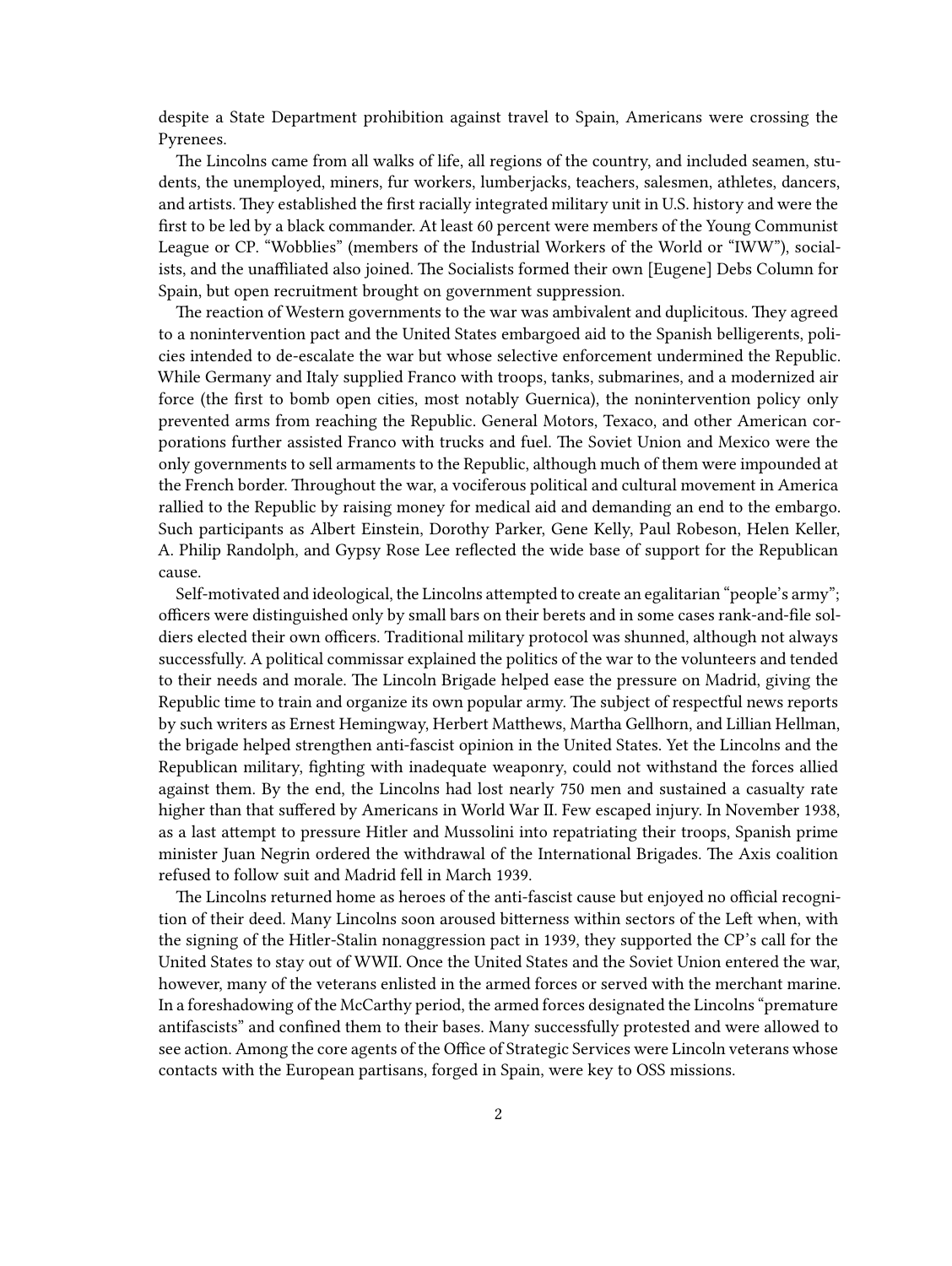despite a State Department prohibition against travel to Spain, Americans were crossing the Pyrenees.

The Lincolns came from all walks of life, all regions of the country, and included seamen, students, the unemployed, miners, fur workers, lumberjacks, teachers, salesmen, athletes, dancers, and artists. They established the first racially integrated military unit in U.S. history and were the first to be led by a black commander. At least 60 percent were members of the Young Communist League or CP. "Wobblies" (members of the Industrial Workers of the World or "IWW"), socialists, and the unaffiliated also joined. The Socialists formed their own [Eugene] Debs Column for Spain, but open recruitment brought on government suppression.

The reaction of Western governments to the war was ambivalent and duplicitous. They agreed to a nonintervention pact and the United States embargoed aid to the Spanish belligerents, policies intended to de-escalate the war but whose selective enforcement undermined the Republic. While Germany and Italy supplied Franco with troops, tanks, submarines, and a modernized air force (the first to bomb open cities, most notably Guernica), the nonintervention policy only prevented arms from reaching the Republic. General Motors, Texaco, and other American corporations further assisted Franco with trucks and fuel. The Soviet Union and Mexico were the only governments to sell armaments to the Republic, although much of them were impounded at the French border. Throughout the war, a vociferous political and cultural movement in America rallied to the Republic by raising money for medical aid and demanding an end to the embargo. Such participants as Albert Einstein, Dorothy Parker, Gene Kelly, Paul Robeson, Helen Keller, A. Philip Randolph, and Gypsy Rose Lee reflected the wide base of support for the Republican cause.

Self-motivated and ideological, the Lincolns attempted to create an egalitarian "people's army"; officers were distinguished only by small bars on their berets and in some cases rank-and-file soldiers elected their own officers. Traditional military protocol was shunned, although not always successfully. A political commissar explained the politics of the war to the volunteers and tended to their needs and morale. The Lincoln Brigade helped ease the pressure on Madrid, giving the Republic time to train and organize its own popular army. The subject of respectful news reports by such writers as Ernest Hemingway, Herbert Matthews, Martha Gellhorn, and Lillian Hellman, the brigade helped strengthen anti-fascist opinion in the United States. Yet the Lincolns and the Republican military, fighting with inadequate weaponry, could not withstand the forces allied against them. By the end, the Lincolns had lost nearly 750 men and sustained a casualty rate higher than that suffered by Americans in World War II. Few escaped injury. In November 1938, as a last attempt to pressure Hitler and Mussolini into repatriating their troops, Spanish prime minister Juan Negrin ordered the withdrawal of the International Brigades. The Axis coalition refused to follow suit and Madrid fell in March 1939.

The Lincolns returned home as heroes of the anti-fascist cause but enjoyed no official recognition of their deed. Many Lincolns soon aroused bitterness within sectors of the Left when, with the signing of the Hitler-Stalin nonaggression pact in 1939, they supported the CP's call for the United States to stay out of WWII. Once the United States and the Soviet Union entered the war, however, many of the veterans enlisted in the armed forces or served with the merchant marine. In a foreshadowing of the McCarthy period, the armed forces designated the Lincolns "premature antifascists" and confined them to their bases. Many successfully protested and were allowed to see action. Among the core agents of the Office of Strategic Services were Lincoln veterans whose contacts with the European partisans, forged in Spain, were key to OSS missions.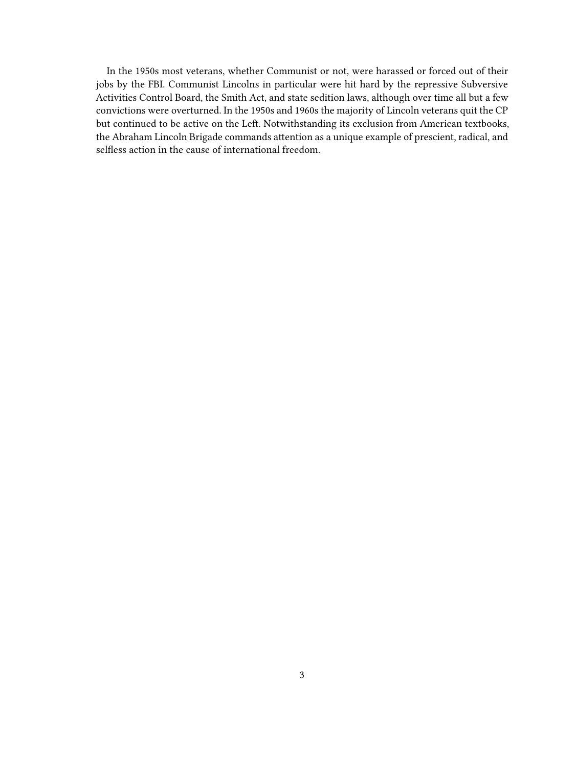In the 1950s most veterans, whether Communist or not, were harassed or forced out of their jobs by the FBI. Communist Lincolns in particular were hit hard by the repressive Subversive Activities Control Board, the Smith Act, and state sedition laws, although over time all but a few convictions were overturned. In the 1950s and 1960s the majority of Lincoln veterans quit the CP but continued to be active on the Left. Notwithstanding its exclusion from American textbooks, the Abraham Lincoln Brigade commands attention as a unique example of prescient, radical, and selfless action in the cause of international freedom.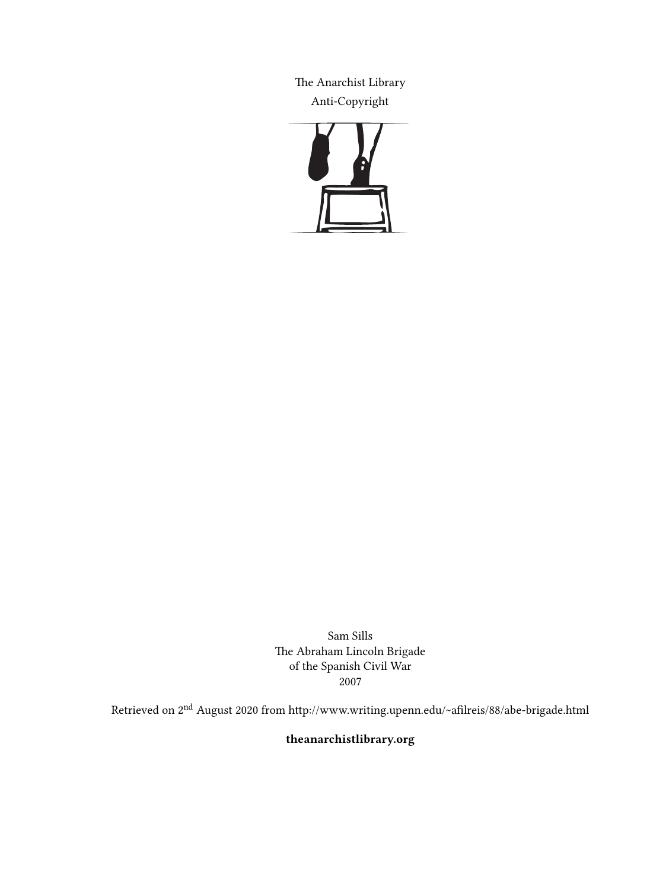The Anarchist Library
Anti-Copyright

Sam Sills
The Abraham Lincoln Brigade
of the Spanish Civil War
2007

Retrieved on 2nd August 2020 from http://www.writing.upenn.edu/~afilreis/88/abe-brigade.html

**theanarchistlibrary.org**